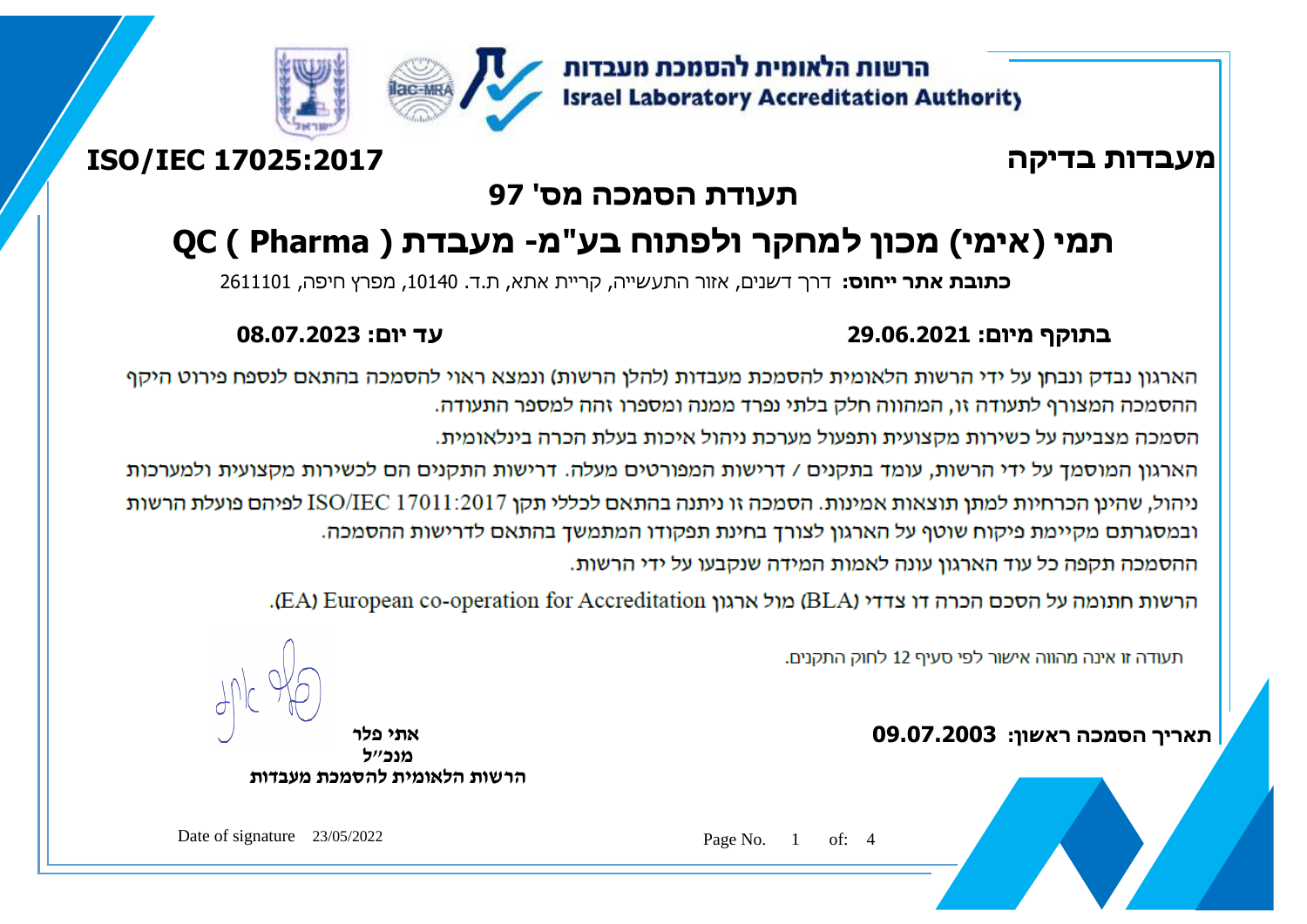הרשות הלאומית להסמכת מעבדות
**Israel Laboratory Accreditation Authority**

## מעבדות בדיקה

## ISO/IEC 17025:2017

# תעודת הסמכה מס' 97

# תמי (אימי) מכון למחקר ולפתוח בע"מ- מעבדת ( QC ( Pharma

**כתובת אתר ייחוס:** דרך דשנים, אזור התעשייה, קריית אתא, ת.ד. 10140, מפרץ חיפה, 2611101

**בתוקף מיום: 29.06.2021** **עד יום: 08.07.2023**

הארגון נבדק ונבחן על ידי הרשות הלאומית להסמכת מעבדות (להלן הרשות) ונמצא ראוי להסמכה בהתאם לנספח פירוט היקף ההסמכה המצורף לתעודה זו, המהווה חלק בלתי נפרד ממנה ומספרו זהה למספר התעודה.

הסמכה מצביעה על כשירות מקצועית ותפעול מערכת ניהול איכות בעלת הכרה בינלאומית.

הארגון המוסמך על ידי הרשות, עומד בתקנים / דרישות המפורטים מעלה. דרישות התקנים הם לכשירות מקצועית ולמערכות ניהול, שהינן הכרחיות למתן תוצאות אמינות. הסמכה זו ניתנה בהתאם לכללי תקן ISO/IEC 17011:2017 לפיהם פועלת הרשות ובמסגרתם מקיימת פיקוח שוטף על הארגון לצורך בחינת תפקודו המתמשך בהתאם לדרישות ההסמכה.

ההסמכה תקפה כל עוד הארגון עונה לאמות המידה שנקבעו על ידי הרשות.

הרשות חתומה על הסכם הכרה דו צדדי (BLA) מול ארגון European co-operation for Accreditation (EA).

תעודה זו אינה מהווה אישור לפי סעיף 12 לחוק התקנים.

**תאריך הסמכה ראשון: 09.07.2003**

**אתי פלר**
**מנכ"ל**
**הרשות הלאומית להסמכת מעבדות**

Date of signature 23/05/2022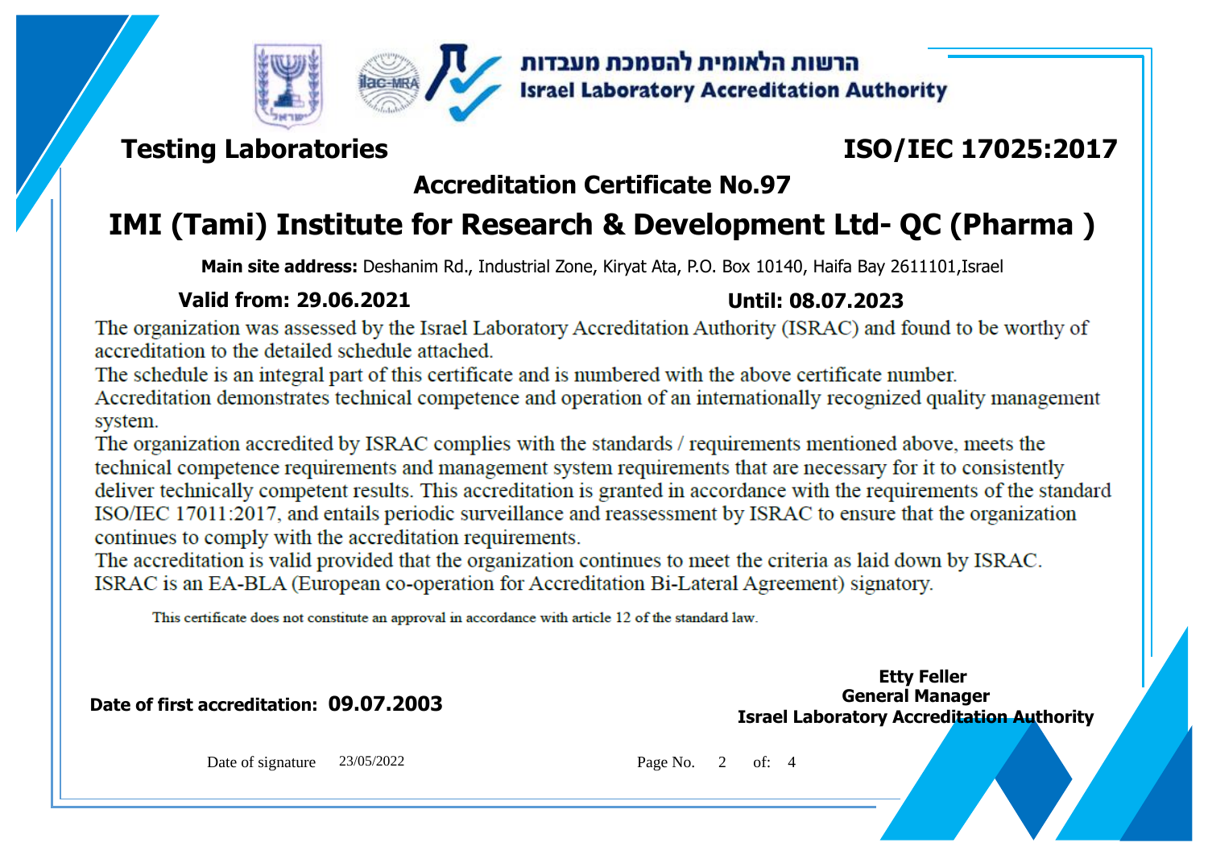הרשות הלאומית להסמכת מעבדות
**Israel Laboratory Accreditation Authority**

**Testing Laboratories** **ISO/IEC 17025:2017**

## Accreditation Certificate No.97

# IMI (Tami) Institute for Research & Development Ltd- QC (Pharma )

**Main site address:** Deshanim Rd., Industrial Zone, Kiryat Ata, P.O. Box 10140, Haifa Bay 2611101,Israel

**Valid from: 29.06.2021** **Until: 08.07.2023**

The organization was assessed by the Israel Laboratory Accreditation Authority (ISRAC) and found to be worthy of accreditation to the detailed schedule attached.
The schedule is an integral part of this certificate and is numbered with the above certificate number.
Accreditation demonstrates technical competence and operation of an internationally recognized quality management system.
The organization accredited by ISRAC complies with the standards / requirements mentioned above, meets the technical competence requirements and management system requirements that are necessary for it to consistently deliver technically competent results. This accreditation is granted in accordance with the requirements of the standard ISO/IEC 17011:2017, and entails periodic surveillance and reassessment by ISRAC to ensure that the organization continues to comply with the accreditation requirements.
The accreditation is valid provided that the organization continues to meet the criteria as laid down by ISRAC.
ISRAC is an EA-BLA (European co-operation for Accreditation Bi-Lateral Agreement) signatory.

This certificate does not constitute an approval in accordance with article 12 of the standard law.

**Date of first accreditation: 09.07.2003**

**Etty Feller**
**General Manager**
**Israel Laboratory Accreditation Authority**

Date of signature 23/05/2022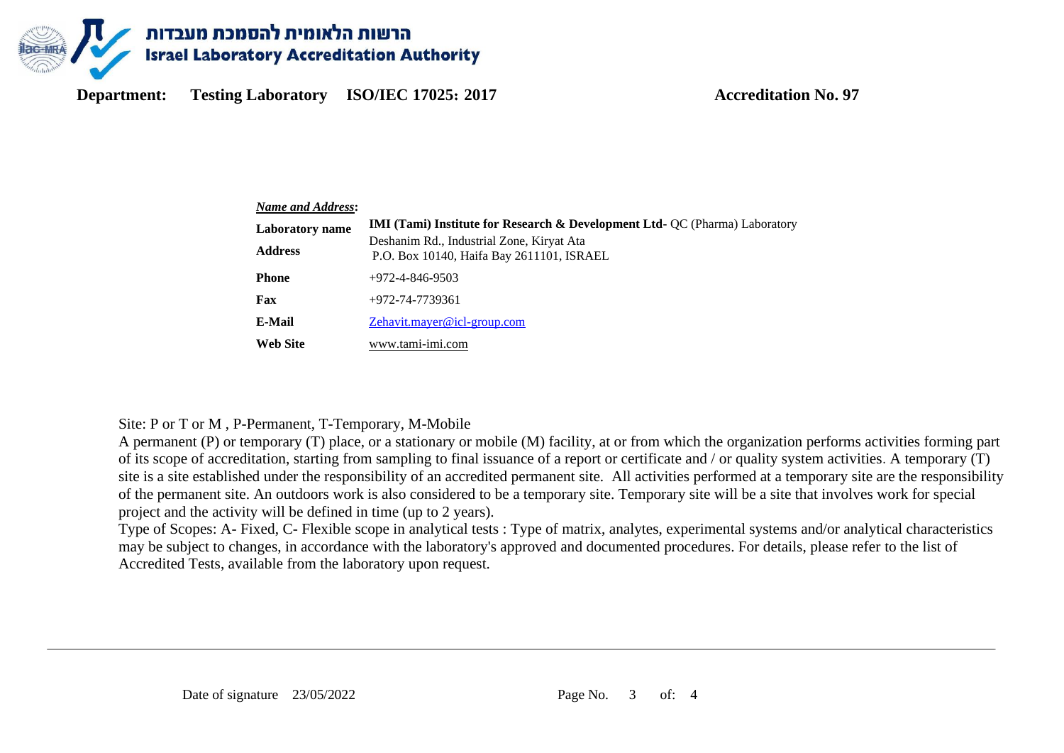# הרשות הלאומית להסמכת מעבדות
# Israel Laboratory Accreditation Authority

**Department:** **Testing Laboratory** **ISO/IEC 17025: 2017** **Accreditation No. 97**

***Name and Address*:**

| | |
|---|---|
| **Laboratory name** | **IMI (Tami) Institute for Research & Development Ltd-** QC (Pharma) Laboratory |
| **Address** | Deshanim Rd., Industrial Zone, Kiryat Ata<br>P.O. Box 10140, Haifa Bay 2611101, ISRAEL |
| **Phone** | +972-4-846-9503 |
| **Fax** | +972-74-7739361 |
| **E-Mail** | Zehavit.mayer@icl-group.com |
| **Web Site** | www.tami-imi.com |

Site: P or T or M , P-Permanent, T-Temporary, M-Mobile
A permanent (P) or temporary (T) place, or a stationary or mobile (M) facility, at or from which the organization performs activities forming part of its scope of accreditation, starting from sampling to final issuance of a report or certificate and / or quality system activities. A temporary (T) site is a site established under the responsibility of an accredited permanent site. All activities performed at a temporary site are the responsibility of the permanent site. An outdoors work is also considered to be a temporary site. Temporary site will be a site that involves work for special project and the activity will be defined in time (up to 2 years).
Type of Scopes: A- Fixed, C- Flexible scope in analytical tests : Type of matrix, analytes, experimental systems and/or analytical characteristics may be subject to changes, in accordance with the laboratory's approved and documented procedures. For details, please refer to the list of Accredited Tests, available from the laboratory upon request.

Date of signature 23/05/2022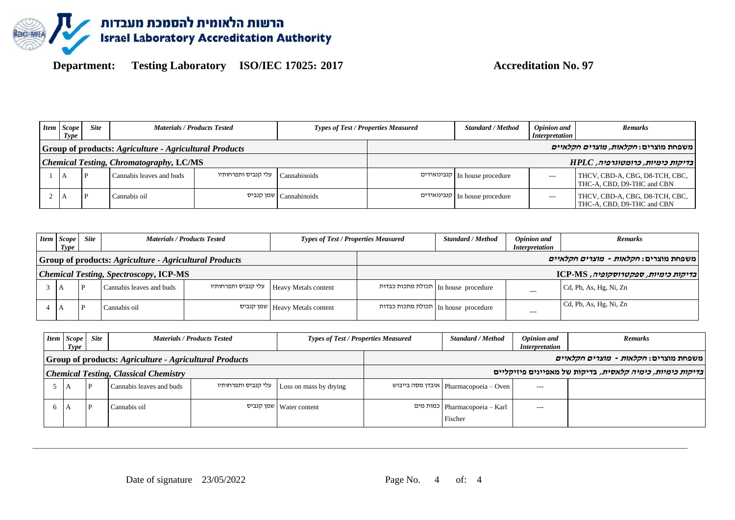**Department:** Testing Laboratory ISO/IEC 17025: 2017 **Accreditation No. 97**

| Item | Scope Type | Site | Materials / Products Tested | | Types of Test / Properties Measured | | Standard / Method | Opinion and Interpretation | Remarks |
|---|---|---|---|---|---|---|---|---|---|
| **Group of products: *Agriculture - Agricultural Products*** | | | | | משפחת מוצרים: *חקלאות, מוצרים חקלאיים* | | | | |
| ***Chemical Testing, Chromatography,* LC/MS** | | | | | *בדיקות כימיות, כרומטוגרפיה, HPLC* | | | | |
| 1 | A | P | Cannabis leaves and buds | עלי קנביס ותפרחותיו | Cannabinoids | קנבינואידים | In house procedure | --- | THCV, CBD-A, CBG, D8-TCH, CBC, THC-A, CBD, D9-THC and CBN |
| 2 | A | P | Cannabis oil | שמן קנביס | Cannabinoids | קנבינואידים | In house procedure | --- | THCV, CBD-A, CBG, D8-TCH, CBC, THC-A, CBD, D9-THC and CBN |

| Item | Scope Type | Site | Materials / Products Tested | | Types of Test / Properties Measured | | Standard / Method | Opinion and Interpretation | Remarks |
|---|---|---|---|---|---|---|---|---|---|
| **Group of products: *Agriculture - Agricultural Products*** | | | | | משפחת מוצרים: *חקלאות - מוצרים חקלאיים* | | | | |
| ***Chemical Testing, Spectroscopy,* ICP-MS** | | | | | *בדיקות כימיות, ספקטרוסקופיה,* ICP-MS | | | | |
| 3 | A | P | Cannabis leaves and buds | עלי קנביס ותפרחותיו | Heavy Metals content | תכולת מתכות כבדות | In house procedure | --- | Cd, Pb, As, Hg, Ni, Zn |
| 4 | A | P | Cannabis oil | שמן קנביס | Heavy Metals content | תכולת מתכות כבדות | In house procedure | --- | Cd, Pb, As, Hg, Ni, Zn |

| Item | Scope Type | Site | Materials / Products Tested | | Types of Test / Properties Measured | | Standard / Method | Opinion and Interpretation | Remarks |
|---|---|---|---|---|---|---|---|---|---|
| **Group of products: *Agriculture - Agricultural Products*** | | | | | משפחת מוצרים: *חקלאות - מוצרים חקלאיים* | | | | |
| ***Chemical Testing, Classical Chemistry*** | | | | | *בדיקות כימיות, כימיה קלאסית,* בדיקות של מאפיינים פיזיקליים | | | | |
| 5 | A | P | Cannabis leaves and buds | עלי קנביס ותפרחותיו | Loss on mass by drying | אובדן מסה בייבוש | Pharmacopoeia – Oven | --- | |
| 6 | A | P | Cannabis oil | שמן קנביס | Water content | כמות מים | Pharmacopoeia – Karl Fischer | --- | |

Date of signature 23/05/2022